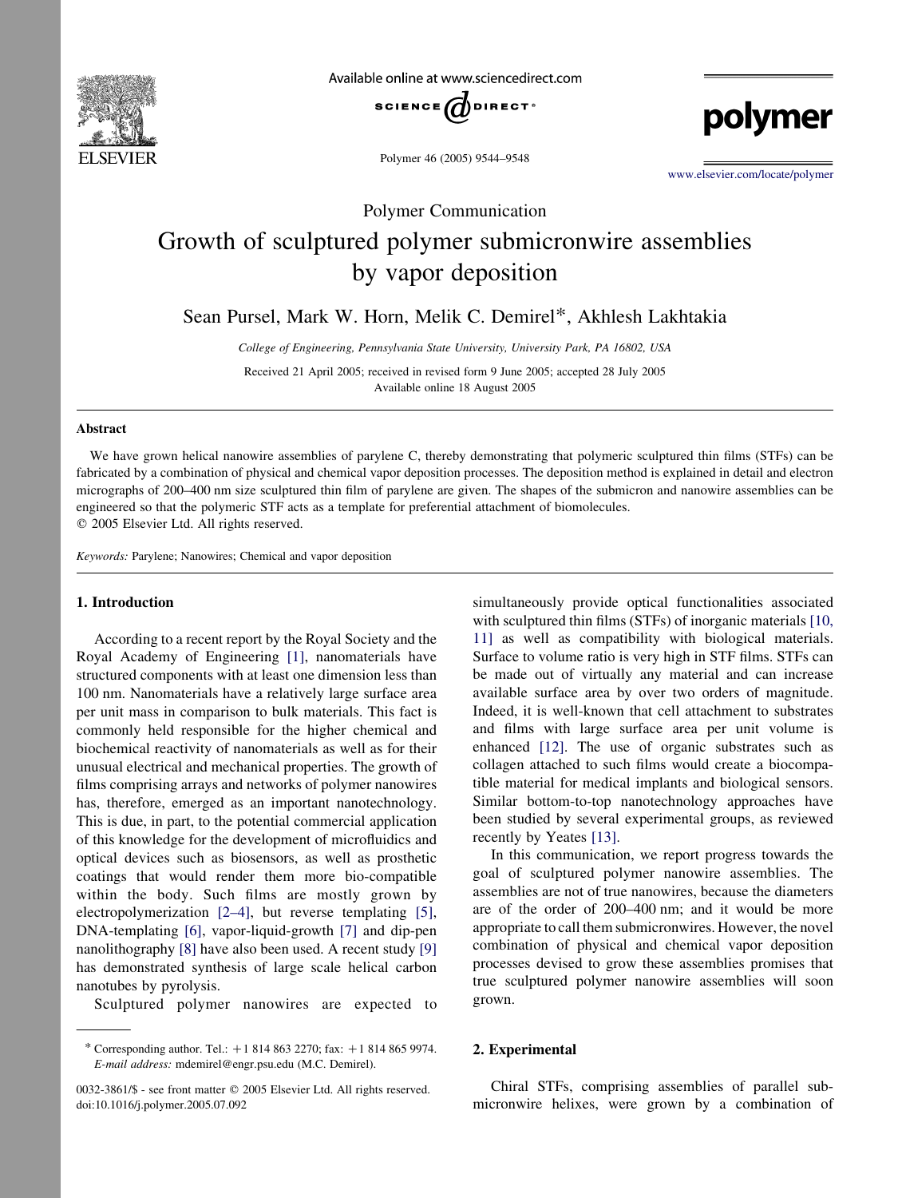Polymer Communication

# Growth of sculptured polymer submicronwire assemblies by vapor deposition

Sean Pursel, Mark W. Horn, Melik C. Demirel*, Akhlesh Lakhtakia

*College of Engineering, Pennsylvania State University, University Park, PA 16802, USA*

Received 21 April 2005; received in revised form 9 June 2005; accepted 28 July 2005
Available online 18 August 2005

## Abstract

We have grown helical nanowire assemblies of parylene C, thereby demonstrating that polymeric sculptured thin films (STFs) can be fabricated by a combination of physical and chemical vapor deposition processes. The deposition method is explained in detail and electron micrographs of 200–400 nm size sculptured thin film of parylene are given. The shapes of the submicron and nanowire assemblies can be engineered so that the polymeric STF acts as a template for preferential attachment of biomolecules.
© 2005 Elsevier Ltd. All rights reserved.

*Keywords:* Parylene; Nanowires; Chemical and vapor deposition

## 1. Introduction

According to a recent report by the Royal Society and the Royal Academy of Engineering [1], nanomaterials have structured components with at least one dimension less than 100 nm. Nanomaterials have a relatively large surface area per unit mass in comparison to bulk materials. This fact is commonly held responsible for the higher chemical and biochemical reactivity of nanomaterials as well as for their unusual electrical and mechanical properties. The growth of films comprising arrays and networks of polymer nanowires has, therefore, emerged as an important nanotechnology. This is due, in part, to the potential commercial application of this knowledge for the development of microfluidics and optical devices such as biosensors, as well as prosthetic coatings that would render them more bio-compatible within the body. Such films are mostly grown by electropolymerization [2–4], but reverse templating [5], DNA-templating [6], vapor-liquid-growth [7] and dip-pen nanolithography [8] have also been used. A recent study [9] has demonstrated synthesis of large scale helical carbon nanotubes by pyrolysis.

Sculptured polymer nanowires are expected to simultaneously provide optical functionalities associated with sculptured thin films (STFs) of inorganic materials [10, 11] as well as compatibility with biological materials. Surface to volume ratio is very high in STF films. STFs can be made out of virtually any material and can increase available surface area by over two orders of magnitude. Indeed, it is well-known that cell attachment to substrates and films with large surface area per unit volume is enhanced [12]. The use of organic substrates such as collagen attached to such films would create a biocompatible material for medical implants and biological sensors. Similar bottom-to-top nanotechnology approaches have been studied by several experimental groups, as reviewed recently by Yeates [13].

In this communication, we report progress towards the goal of sculptured polymer nanowire assemblies. The assemblies are not of true nanowires, because the diameters are of the order of 200–400 nm; and it would be more appropriate to call them submicronwires. However, the novel combination of physical and chemical vapor deposition processes devised to grow these assemblies promises that true sculptured polymer nanowire assemblies will soon grown.

## 2. Experimental

Chiral STFs, comprising assemblies of parallel submicronwire helixes, were grown by a combination of

---

\* Corresponding author. Tel.: +1 814 863 2270; fax: +1 814 865 9974.
*E-mail address:* mdemirel@engr.psu.edu (M.C. Demirel).

0032-3861/$ - see front matter © 2005 Elsevier Ltd. All rights reserved.
doi:10.1016/j.polymer.2005.07.092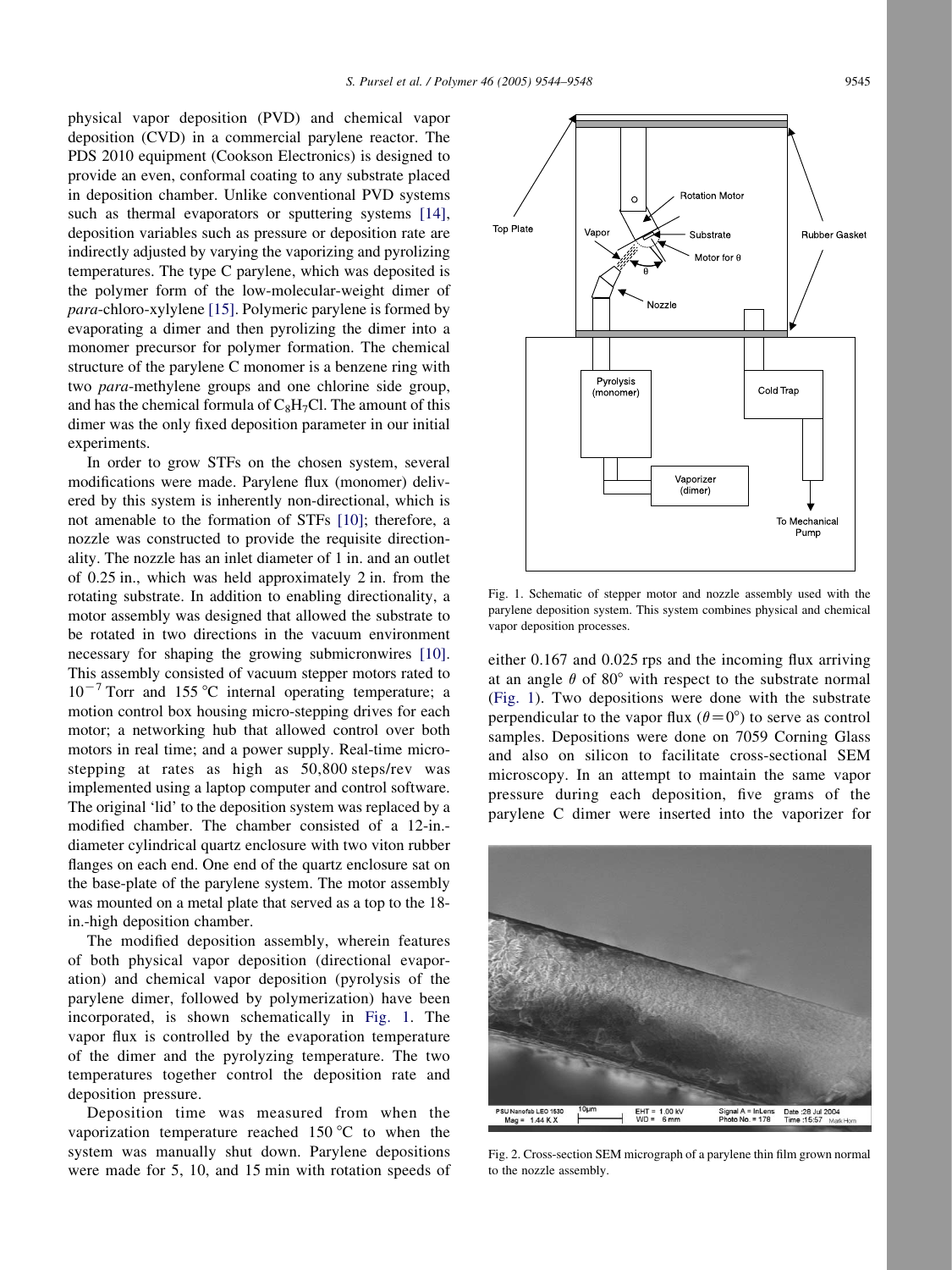physical vapor deposition (PVD) and chemical vapor deposition (CVD) in a commercial parylene reactor. The PDS 2010 equipment (Cookson Electronics) is designed to provide an even, conformal coating to any substrate placed in deposition chamber. Unlike conventional PVD systems such as thermal evaporators or sputtering systems [14], deposition variables such as pressure or deposition rate are indirectly adjusted by varying the vaporizing and pyrolizing temperatures. The type C parylene, which was deposited is the polymer form of the low-molecular-weight dimer of *para*-chloro-xylylene [15]. Polymeric parylene is formed by evaporating a dimer and then pyrolizing the dimer into a monomer precursor for polymer formation. The chemical structure of the parylene C monomer is a benzene ring with two *para*-methylene groups and one chlorine side group, and has the chemical formula of $C_8H_7Cl$. The amount of this dimer was the only fixed deposition parameter in our initial experiments.

In order to grow STFs on the chosen system, several modifications were made. Parylene flux (monomer) delivered by this system is inherently non-directional, which is not amenable to the formation of STFs [10]; therefore, a nozzle was constructed to provide the requisite directionality. The nozzle has an inlet diameter of 1 in. and an outlet of 0.25 in., which was held approximately 2 in. from the rotating substrate. In addition to enabling directionality, a motor assembly was designed that allowed the substrate to be rotated in two directions in the vacuum environment necessary for shaping the growing submicronwires [10]. This assembly consisted of vacuum stepper motors rated to $10^{-7}$ Torr and 155 °C internal operating temperature; a motion control box housing micro-stepping drives for each motor; a networking hub that allowed control over both motors in real time; and a power supply. Real-time micro-stepping at rates as high as 50,800 steps/rev was implemented using a laptop computer and control software. The original 'lid' to the deposition system was replaced by a modified chamber. The chamber consisted of a 12-in.-diameter cylindrical quartz enclosure with two viton rubber flanges on each end. One end of the quartz enclosure sat on the base-plate of the parylene system. The motor assembly was mounted on a metal plate that served as a top to the 18-in.-high deposition chamber.

The modified deposition assembly, wherein features of both physical vapor deposition (directional evaporation) and chemical vapor deposition (pyrolysis of the parylene dimer, followed by polymerization) have been incorporated, is shown schematically in Fig. 1. The vapor flux is controlled by the evaporation temperature of the dimer and the pyrolyzing temperature. The two temperatures together control the deposition rate and deposition pressure.

Deposition time was measured from when the vaporization temperature reached 150 °C to when the system was manually shut down. Parylene depositions were made for 5, 10, and 15 min with rotation speeds of either 0.167 and 0.025 rps and the incoming flux arriving at an angle $\theta$ of 80° with respect to the substrate normal (Fig. 1). Two depositions were done with the substrate perpendicular to the vapor flux ($\theta = 0°$) to serve as control samples. Depositions were done on 7059 Corning Glass and also on silicon to facilitate cross-sectional SEM microscopy. In an attempt to maintain the same vapor pressure during each deposition, five grams of the parylene C dimer were inserted into the vaporizer for

Fig. 1. Schematic of stepper motor and nozzle assembly used with the parylene deposition system. This system combines physical and chemical vapor deposition processes.

Fig. 2. Cross-section SEM micrograph of a parylene thin film grown normal to the nozzle assembly.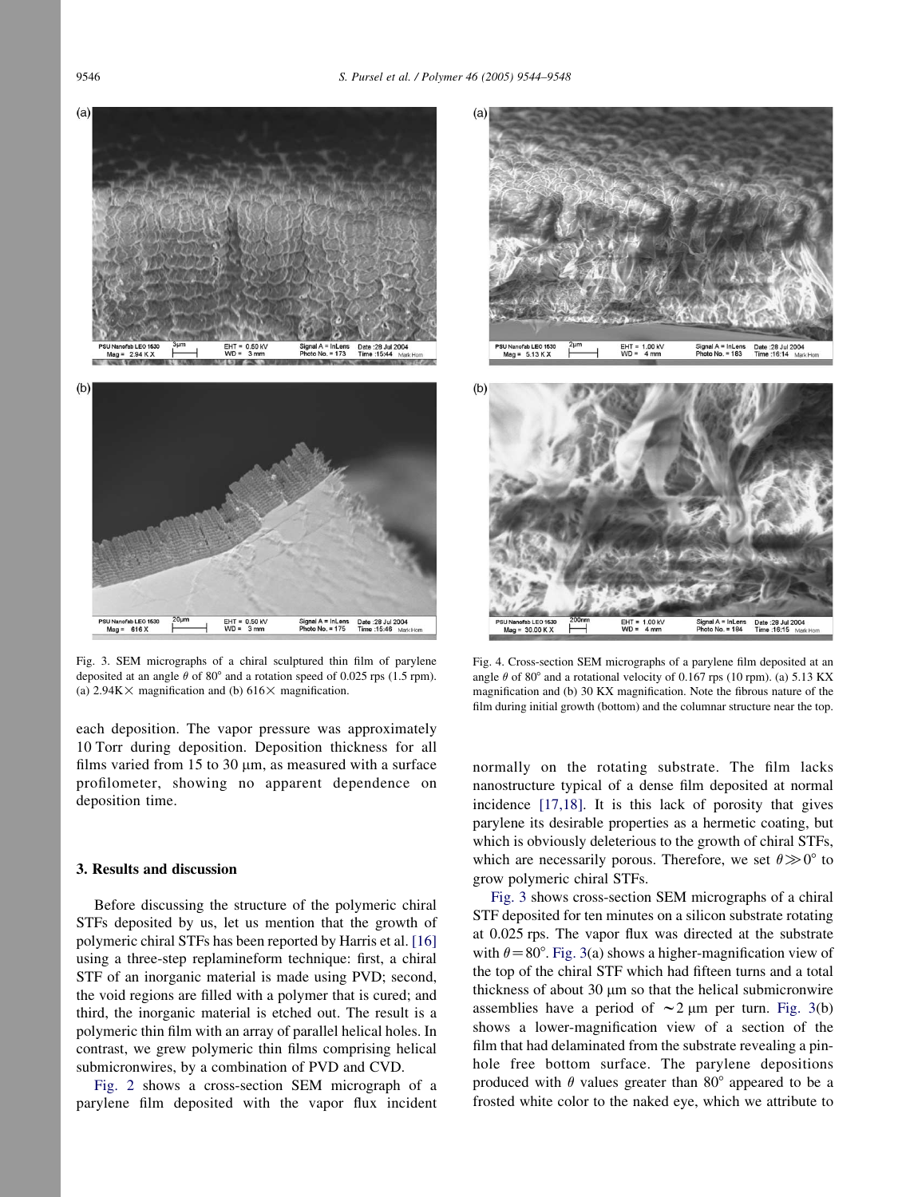Fig. 3. SEM micrographs of a chiral sculptured thin film of parylene deposited at an angle $\theta$ of 80° and a rotation speed of 0.025 rps (1.5 rpm). (a) 2.94K× magnification and (b) 616× magnification.

Fig. 4. Cross-section SEM micrographs of a parylene film deposited at an angle $\theta$ of 80° and a rotational velocity of 0.167 rps (10 rpm). (a) 5.13 KX magnification and (b) 30 KX magnification. Note the fibrous nature of the film during initial growth (bottom) and the columnar structure near the top.

each deposition. The vapor pressure was approximately 10 Torr during deposition. Deposition thickness for all films varied from 15 to 30 μm, as measured with a surface profilometer, showing no apparent dependence on deposition time.

## 3. Results and discussion

Before discussing the structure of the polymeric chiral STFs deposited by us, let us mention that the growth of polymeric chiral STFs has been reported by Harris et al. [16] using a three-step replamineform technique: first, a chiral STF of an inorganic material is made using PVD; second, the void regions are filled with a polymer that is cured; and third, the inorganic material is etched out. The result is a polymeric thin film with an array of parallel helical holes. In contrast, we grew polymeric thin films comprising helical submicronwires, by a combination of PVD and CVD.

Fig. 2 shows a cross-section SEM micrograph of a parylene film deposited with the vapor flux incident normally on the rotating substrate. The film lacks nanostructure typical of a dense film deposited at normal incidence [17,18]. It is this lack of porosity that gives parylene its desirable properties as a hermetic coating, but which is obviously deleterious to the growth of chiral STFs, which are necessarily porous. Therefore, we set $\theta \gg 0°$ to grow polymeric chiral STFs.

Fig. 3 shows cross-section SEM micrographs of a chiral STF deposited for ten minutes on a silicon substrate rotating at 0.025 rps. The vapor flux was directed at the substrate with $\theta = 80°$. Fig. 3(a) shows a higher-magnification view of the top of the chiral STF which had fifteen turns and a total thickness of about 30 μm so that the helical submicronwire assemblies have a period of $\sim 2$ μm per turn. Fig. 3(b) shows a lower-magnification view of a section of the film that had delaminated from the substrate revealing a pin-hole free bottom surface. The parylene depositions produced with $\theta$ values greater than 80° appeared to be a frosted white color to the naked eye, which we attribute to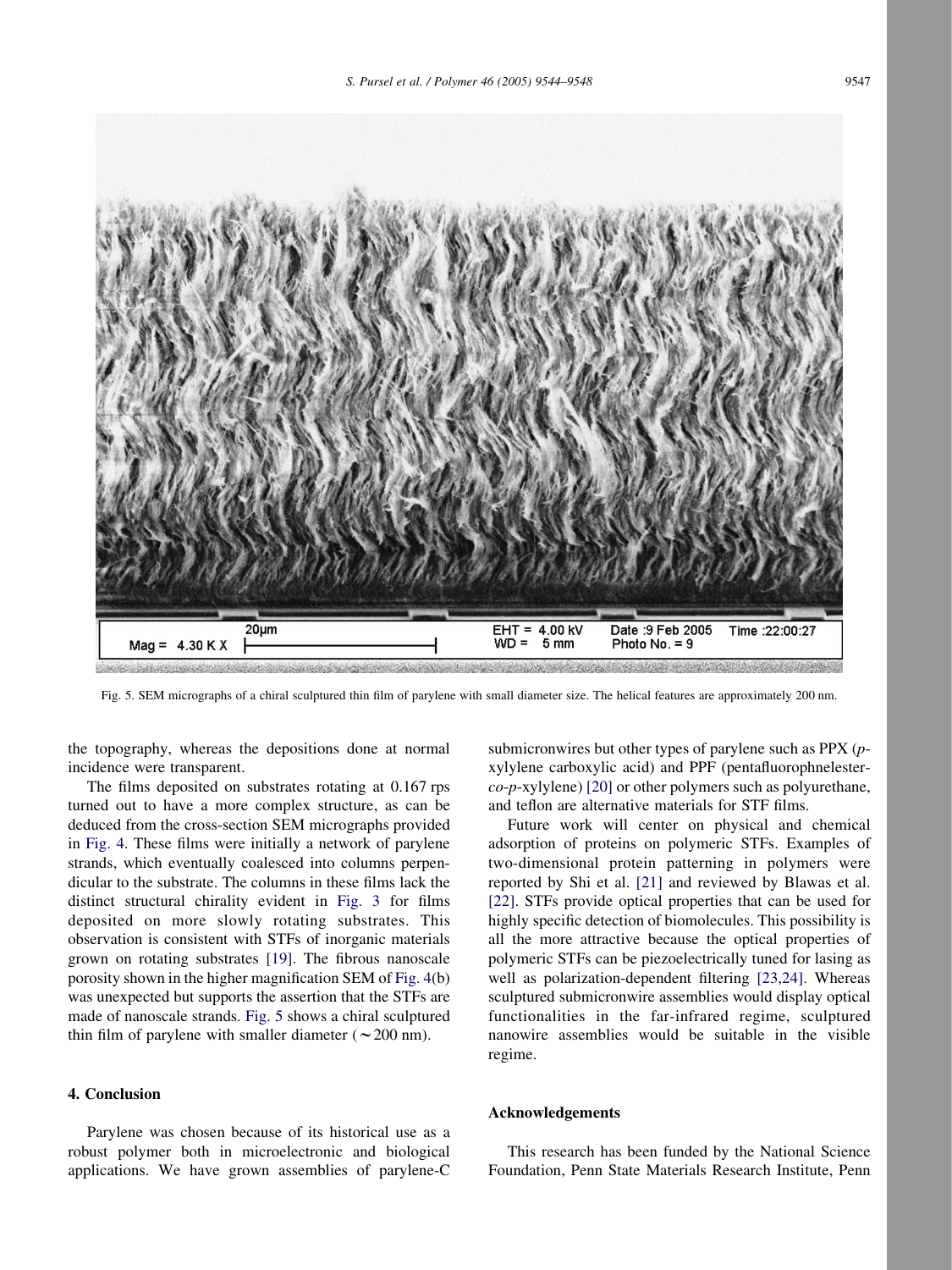Fig. 5. SEM micrographs of a chiral sculptured thin film of parylene with small diameter size. The helical features are approximately 200 nm.

the topography, whereas the depositions done at normal incidence were transparent.

The films deposited on substrates rotating at 0.167 rps turned out to have a more complex structure, as can be deduced from the cross-section SEM micrographs provided in Fig. 4. These films were initially a network of parylene strands, which eventually coalesced into columns perpendicular to the substrate. The columns in these films lack the distinct structural chirality evident in Fig. 3 for films deposited on more slowly rotating substrates. This observation is consistent with STFs of inorganic materials grown on rotating substrates [19]. The fibrous nanoscale porosity shown in the higher magnification SEM of Fig. 4(b) was unexpected but supports the assertion that the STFs are made of nanoscale strands. Fig. 5 shows a chiral sculptured thin film of parylene with smaller diameter (∼200 nm).

## 4. Conclusion

Parylene was chosen because of its historical use as a robust polymer both in microelectronic and biological applications. We have grown assemblies of parylene-C submicronwires but other types of parylene such as PPX (*p*-xylylene carboxylic acid) and PPF (pentafluorophnelester-*co*-*p*-xylylene) [20] or other polymers such as polyurethane, and teflon are alternative materials for STF films.

Future work will center on physical and chemical adsorption of proteins on polymeric STFs. Examples of two-dimensional protein patterning in polymers were reported by Shi et al. [21] and reviewed by Blawas et al. [22]. STFs provide optical properties that can be used for highly specific detection of biomolecules. This possibility is all the more attractive because the optical properties of polymeric STFs can be piezoelectrically tuned for lasing as well as polarization-dependent filtering [23,24]. Whereas sculptured submicronwire assemblies would display optical functionalities in the far-infrared regime, sculptured nanowire assemblies would be suitable in the visible regime.

## Acknowledgements

This research has been funded by the National Science Foundation, Penn State Materials Research Institute, Penn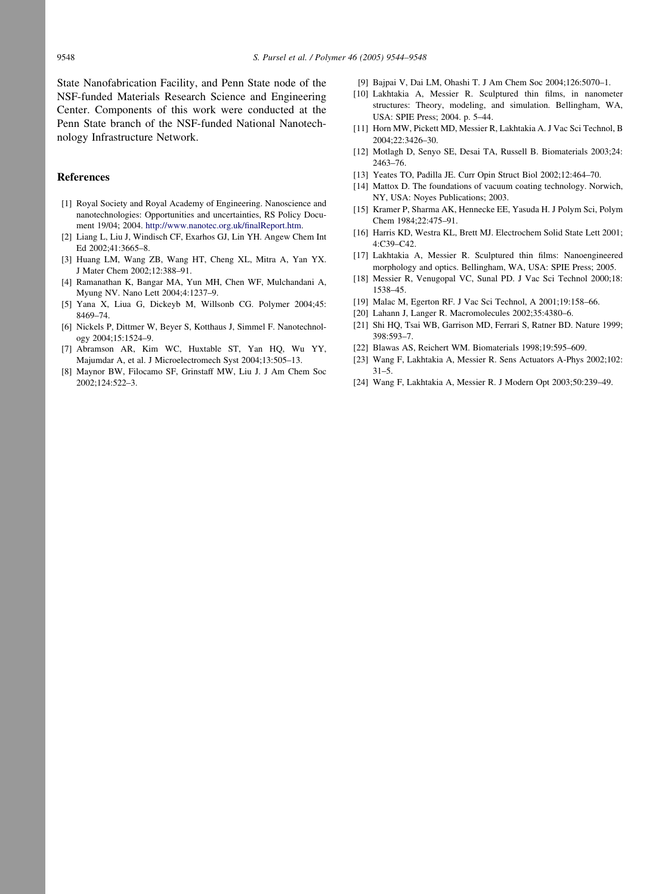State Nanofabrication Facility, and Penn State node of the NSF-funded Materials Research Science and Engineering Center. Components of this work were conducted at the Penn State branch of the NSF-funded National Nanotechnology Infrastructure Network.

## References

[1] Royal Society and Royal Academy of Engineering. Nanoscience and nanotechnologies: Opportunities and uncertainties, RS Policy Document 19/04; 2004. http://www.nanotec.org.uk/finalReport.htm.

[2] Liang L, Liu J, Windisch CF, Exarhos GJ, Lin YH. Angew Chem Int Ed 2002;41:3665–8.

[3] Huang LM, Wang ZB, Wang HT, Cheng XL, Mitra A, Yan YX. J Mater Chem 2002;12:388–91.

[4] Ramanathan K, Bangar MA, Yun MH, Chen WF, Mulchandani A, Myung NV. Nano Lett 2004;4:1237–9.

[5] Yana X, Liua G, Dickeyb M, Willsonb CG. Polymer 2004;45: 8469–74.

[6] Nickels P, Dittmer W, Beyer S, Kotthaus J, Simmel F. Nanotechnology 2004;15:1524–9.

[7] Abramson AR, Kim WC, Huxtable ST, Yan HQ, Wu YY, Majumdar A, et al. J Microelectromech Syst 2004;13:505–13.

[8] Maynor BW, Filocamo SF, Grinstaff MW, Liu J. J Am Chem Soc 2002;124:522–3.

[9] Bajpai V, Dai LM, Ohashi T. J Am Chem Soc 2004;126:5070–1.

[10] Lakhtakia A, Messier R. Sculptured thin films, in nanometer structures: Theory, modeling, and simulation. Bellingham, WA, USA: SPIE Press; 2004. p. 5–44.

[11] Horn MW, Pickett MD, Messier R, Lakhtakia A. J Vac Sci Technol, B 2004;22:3426–30.

[12] Motlagh D, Senyo SE, Desai TA, Russell B. Biomaterials 2003;24: 2463–76.

[13] Yeates TO, Padilla JE. Curr Opin Struct Biol 2002;12:464–70.

[14] Mattox D. The foundations of vacuum coating technology. Norwich, NY, USA: Noyes Publications; 2003.

[15] Kramer P, Sharma AK, Hennecke EE, Yasuda H. J Polym Sci, Polym Chem 1984;22:475–91.

[16] Harris KD, Westra KL, Brett MJ. Electrochem Solid State Lett 2001; 4:C39–C42.

[17] Lakhtakia A, Messier R. Sculptured thin films: Nanoengineered morphology and optics. Bellingham, WA, USA: SPIE Press; 2005.

[18] Messier R, Venugopal VC, Sunal PD. J Vac Sci Technol 2000;18: 1538–45.

[19] Malac M, Egerton RF. J Vac Sci Technol, A 2001;19:158–66.

[20] Lahann J, Langer R. Macromolecules 2002;35:4380–6.

[21] Shi HQ, Tsai WB, Garrison MD, Ferrari S, Ratner BD. Nature 1999; 398:593–7.

[22] Blawas AS, Reichert WM. Biomaterials 1998;19:595–609.

[23] Wang F, Lakhtakia A, Messier R. Sens Actuators A-Phys 2002;102: 31–5.

[24] Wang F, Lakhtakia A, Messier R. J Modern Opt 2003;50:239–49.